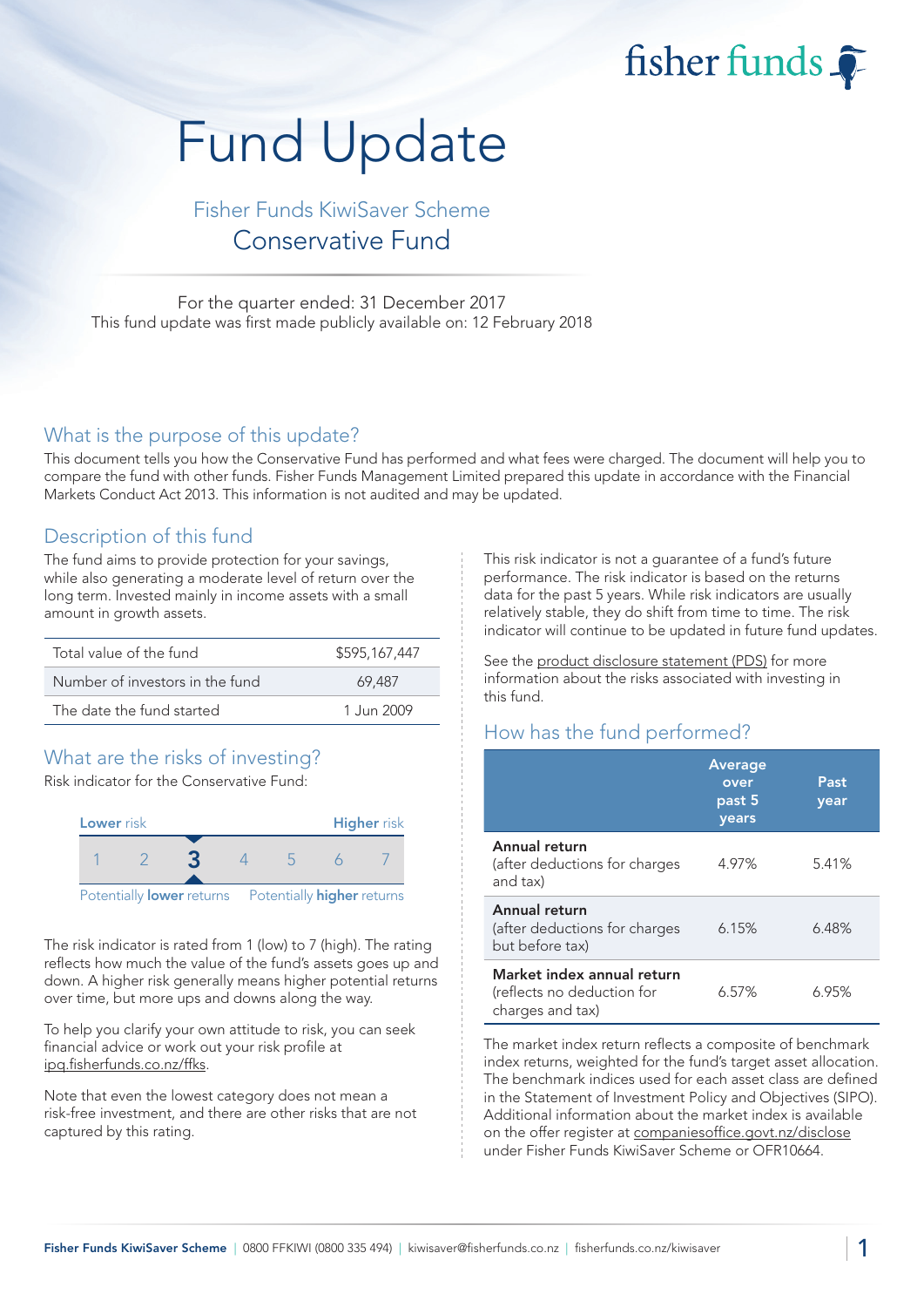fisher funds

# Fund Update

## Fisher Funds KiwiSaver Scheme
## Conservative Fund

For the quarter ended: 31 December 2017
This fund update was first made publicly available on: 12 February 2018

## What is the purpose of this update?

This document tells you how the Conservative Fund has performed and what fees were charged. The document will help you to compare the fund with other funds. Fisher Funds Management Limited prepared this update in accordance with the Financial Markets Conduct Act 2013. This information is not audited and may be updated.

## Description of this fund

The fund aims to provide protection for your savings, while also generating a moderate level of return over the long term. Invested mainly in income assets with a small amount in growth assets.

| | |
|---|---|
| Total value of the fund | $595,167,447 |
| Number of investors in the fund | 69,487 |
| The date the fund started | 1 Jun 2009 |

## What are the risks of investing?

Risk indicator for the Conservative Fund:

| Lower risk | | | | | | Higher risk |
|---|---|---|---|---|---|---|
| 1 | 2 | **3** | 4 | 5 | 6 | 7 |

Potentially **lower** returns — Potentially **higher** returns

The risk indicator is rated from 1 (low) to 7 (high). The rating reflects how much the value of the fund's assets goes up and down. A higher risk generally means higher potential returns over time, but more ups and downs along the way.

To help you clarify your own attitude to risk, you can seek financial advice or work out your risk profile at ipq.fisherfunds.co.nz/ffks.

Note that even the lowest category does not mean a risk-free investment, and there are other risks that are not captured by this rating.

This risk indicator is not a guarantee of a fund's future performance. The risk indicator is based on the returns data for the past 5 years. While risk indicators are usually relatively stable, they do shift from time to time. The risk indicator will continue to be updated in future fund updates.

See the product disclosure statement (PDS) for more information about the risks associated with investing in this fund.

## How has the fund performed?

| | Average over past 5 years | Past year |
|---|---|---|
| **Annual return** (after deductions for charges and tax) | 4.97% | 5.41% |
| **Annual return** (after deductions for charges but before tax) | 6.15% | 6.48% |
| **Market index annual return** (reflects no deduction for charges and tax) | 6.57% | 6.95% |

The market index return reflects a composite of benchmark index returns, weighted for the fund's target asset allocation. The benchmark indices used for each asset class are defined in the Statement of Investment Policy and Objectives (SIPO). Additional information about the market index is available on the offer register at companiesoffice.govt.nz/disclose under Fisher Funds KiwiSaver Scheme or OFR10664.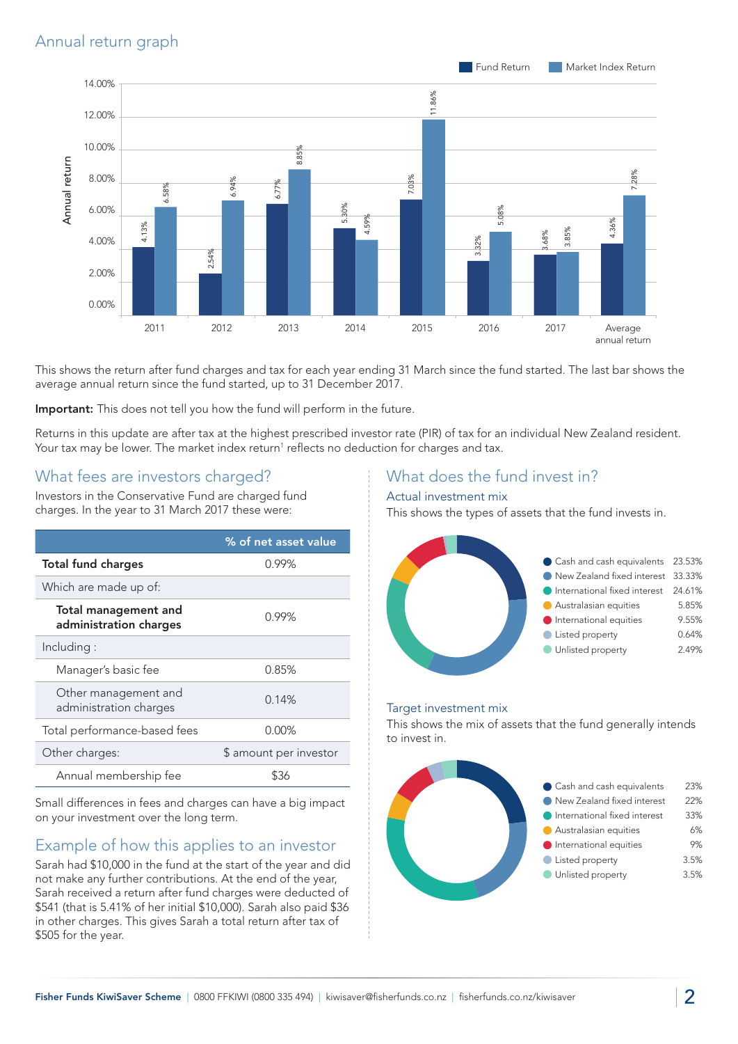## Annual return graph

| Year | Fund Return | Market Index Return |
|---|---|---|
| 2011 | 4.13% | 6.58% |
| 2012 | 2.54% | 6.94% |
| 2013 | 6.77% | 8.85% |
| 2014 | 5.30% | 4.59% |
| 2015 | 7.03% | 11.86% |
| 2016 | 3.32% | 5.08% |
| 2017 | 3.68% | 3.85% |
| Average annual return | 4.36% | 7.28% |

This shows the return after fund charges and tax for each year ending 31 March since the fund started. The last bar shows the average annual return since the fund started, up to 31 December 2017.

**Important:** This does not tell you how the fund will perform in the future.

Returns in this update are after tax at the highest prescribed investor rate (PIR) of tax for an individual New Zealand resident. Your tax may be lower. The market index return[1] reflects no deduction for charges and tax.

## What fees are investors charged?

Investors in the Conservative Fund are charged fund charges. In the year to 31 March 2017 these were:

| | % of net asset value |
|---|---|
| **Total fund charges** | 0.99% |
| Which are made up of: | |
| **Total management and administration charges** | 0.99% |
| Including : | |
| Manager's basic fee | 0.85% |
| Other management and administration charges | 0.14% |
| Total performance-based fees | 0.00% |
| Other charges: | $ amount per investor |
| Annual membership fee | $36 |

Small differences in fees and charges can have a big impact on your investment over the long term.

## Example of how this applies to an investor

Sarah had $10,000 in the fund at the start of the year and did not make any further contributions. At the end of the year, Sarah received a return after fund charges were deducted of $541 (that is 5.41% of her initial $10,000). Sarah also paid $36 in other charges. This gives Sarah a total return after tax of $505 for the year.

## What does the fund invest in?

### Actual investment mix

This shows the types of assets that the fund invests in.

| Asset type | % |
|---|---|
| Cash and cash equivalents | 23.53% |
| New Zealand fixed interest | 33.33% |
| International fixed interest | 24.61% |
| Australasian equities | 5.85% |
| International equities | 9.55% |
| Listed property | 0.64% |
| Unlisted property | 2.49% |

### Target investment mix

This shows the mix of assets that the fund generally intends to invest in.

| Asset type | % |
|---|---|
| Cash and cash equivalents | 23% |
| New Zealand fixed interest | 22% |
| International fixed interest | 33% |
| Australasian equities | 6% |
| International equities | 9% |
| Listed property | 3.5% |
| Unlisted property | 3.5% |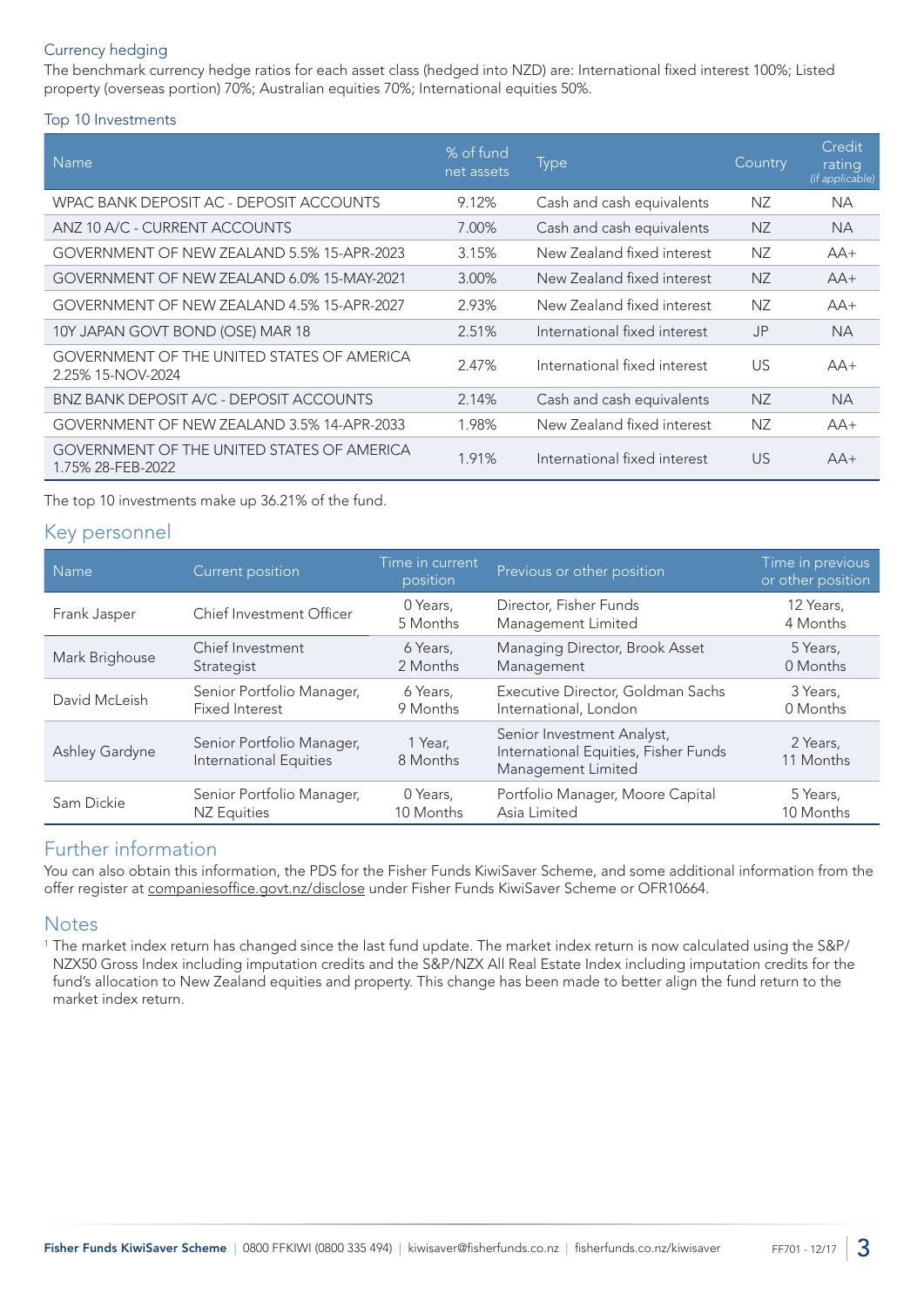### Currency hedging

The benchmark currency hedge ratios for each asset class (hedged into NZD) are: International fixed interest 100%; Listed property (overseas portion) 70%; Australian equities 70%; International equities 50%.

### Top 10 Investments

| Name | % of fund net assets | Type | Country | Credit rating *(if applicable)* |
|---|---|---|---|---|
| WPAC BANK DEPOSIT AC - DEPOSIT ACCOUNTS | 9.12% | Cash and cash equivalents | NZ | NA |
| ANZ 10 A/C - CURRENT ACCOUNTS | 7.00% | Cash and cash equivalents | NZ | NA |
| GOVERNMENT OF NEW ZEALAND 5.5% 15-APR-2023 | 3.15% | New Zealand fixed interest | NZ | AA+ |
| GOVERNMENT OF NEW ZEALAND 6.0% 15-MAY-2021 | 3.00% | New Zealand fixed interest | NZ | AA+ |
| GOVERNMENT OF NEW ZEALAND 4.5% 15-APR-2027 | 2.93% | New Zealand fixed interest | NZ | AA+ |
| 10Y JAPAN GOVT BOND (OSE) MAR 18 | 2.51% | International fixed interest | JP | NA |
| GOVERNMENT OF THE UNITED STATES OF AMERICA 2.25% 15-NOV-2024 | 2.47% | International fixed interest | US | AA+ |
| BNZ BANK DEPOSIT A/C - DEPOSIT ACCOUNTS | 2.14% | Cash and cash equivalents | NZ | NA |
| GOVERNMENT OF NEW ZEALAND 3.5% 14-APR-2033 | 1.98% | New Zealand fixed interest | NZ | AA+ |
| GOVERNMENT OF THE UNITED STATES OF AMERICA 1.75% 28-FEB-2022 | 1.91% | International fixed interest | US | AA+ |

The top 10 investments make up 36.21% of the fund.

## Key personnel

| Name | Current position | Time in current position | Previous or other position | Time in previous or other position |
|---|---|---|---|---|
| Frank Jasper | Chief Investment Officer | 0 Years, 5 Months | Director, Fisher Funds Management Limited | 12 Years, 4 Months |
| Mark Brighouse | Chief Investment Strategist | 6 Years, 2 Months | Managing Director, Brook Asset Management | 5 Years, 0 Months |
| David McLeish | Senior Portfolio Manager, Fixed Interest | 6 Years, 9 Months | Executive Director, Goldman Sachs International, London | 3 Years, 0 Months |
| Ashley Gardyne | Senior Portfolio Manager, International Equities | 1 Year, 8 Months | Senior Investment Analyst, International Equities, Fisher Funds Management Limited | 2 Years, 11 Months |
| Sam Dickie | Senior Portfolio Manager, NZ Equities | 0 Years, 10 Months | Portfolio Manager, Moore Capital Asia Limited | 5 Years, 10 Months |

## Further information

You can also obtain this information, the PDS for the Fisher Funds KiwiSaver Scheme, and some additional information from the offer register at companiesoffice.govt.nz/disclose under Fisher Funds KiwiSaver Scheme or OFR10664.

## Notes

[1] The market index return has changed since the last fund update. The market index return is now calculated using the S&P/NZX50 Gross Index including imputation credits and the S&P/NZX All Real Estate Index including imputation credits for the fund's allocation to New Zealand equities and property. This change has been made to better align the fund return to the market index return.